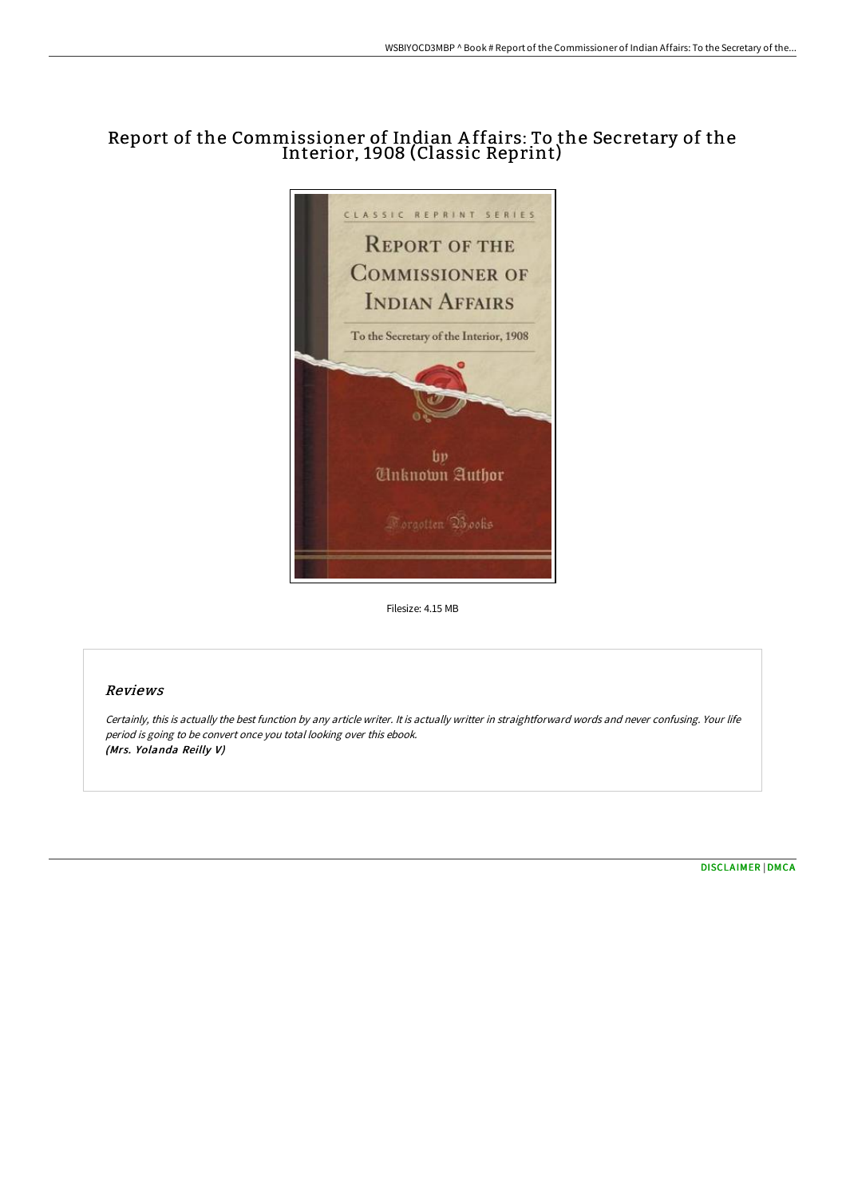# Report of the Commissioner of Indian Affairs: To the Secretary of the Interior, 1908 (Classic Reprint)

Filesize: 4.15 MB

## Reviews

*Certainly, this is actually the best function by any article writer. It is actually writter in straightforward words and never confusing. Your life period is going to be convert once you total looking over this ebook.*
***(Mrs. Yolanda Reilly V)***

DISCLAIMER | DMCA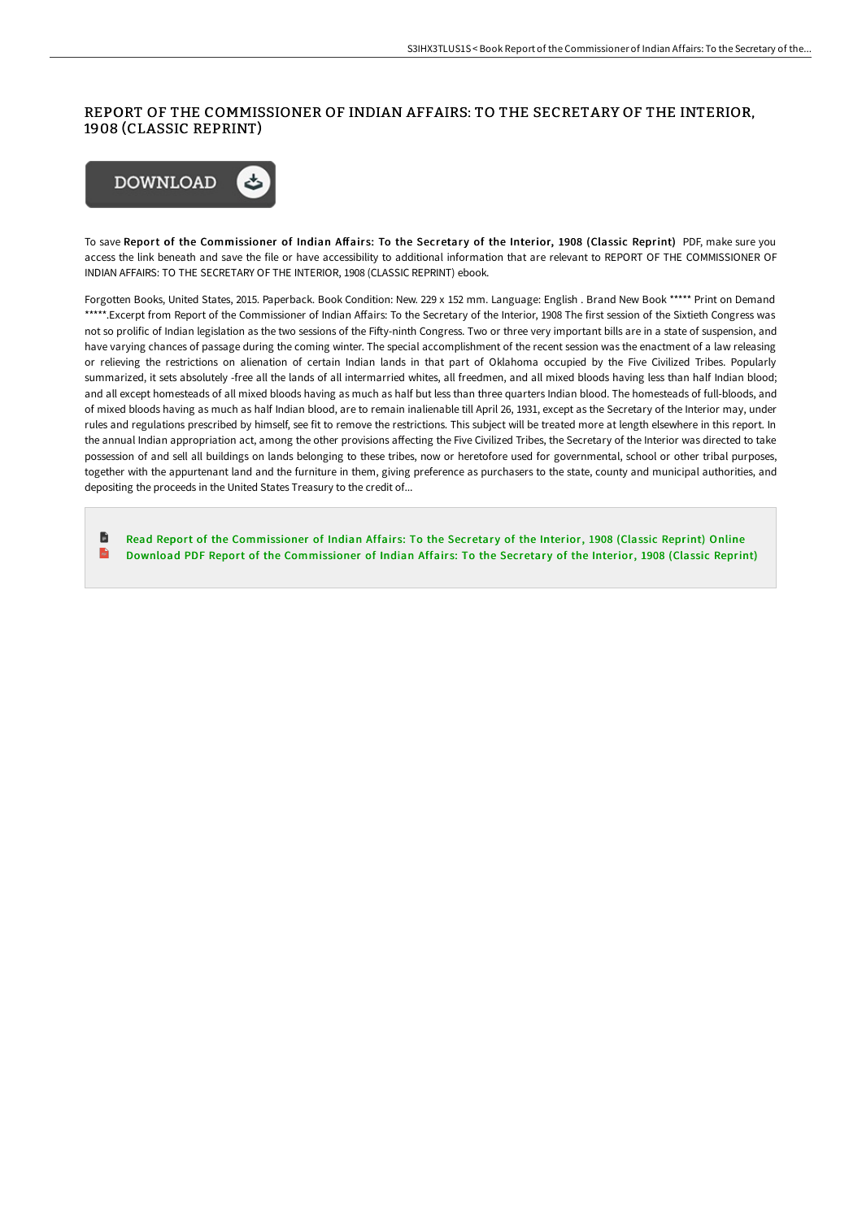# REPORT OF THE COMMISSIONER OF INDIAN AFFAIRS: TO THE SECRETARY OF THE INTERIOR, 1908 (CLASSIC REPRINT)

To save **Report of the Commissioner of Indian Affairs: To the Secretary of the Interior, 1908 (Classic Reprint)** PDF, make sure you access the link beneath and save the file or have accessibility to additional information that are relevant to REPORT OF THE COMMISSIONER OF INDIAN AFFAIRS: TO THE SECRETARY OF THE INTERIOR, 1908 (CLASSIC REPRINT) ebook.

Forgotten Books, United States, 2015. Paperback. Book Condition: New. 229 x 152 mm. Language: English . Brand New Book ***** Print on Demand *****.Excerpt from Report of the Commissioner of Indian Affairs: To the Secretary of the Interior, 1908 The first session of the Sixtieth Congress was not so prolific of Indian legislation as the two sessions of the Fifty-ninth Congress. Two or three very important bills are in a state of suspension, and have varying chances of passage during the coming winter. The special accomplishment of the recent session was the enactment of a law releasing or relieving the restrictions on alienation of certain Indian lands in that part of Oklahoma occupied by the Five Civilized Tribes. Popularly summarized, it sets absolutely -free all the lands of all intermarried whites, all freedmen, and all mixed bloods having less than half Indian blood; and all except homesteads of all mixed bloods having as much as half but less than three quarters Indian blood. The homesteads of full-bloods, and of mixed bloods having as much as half Indian blood, are to remain inalienable till April 26, 1931, except as the Secretary of the Interior may, under rules and regulations prescribed by himself, see fit to remove the restrictions. This subject will be treated more at length elsewhere in this report. In the annual Indian appropriation act, among the other provisions affecting the Five Civilized Tribes, the Secretary of the Interior was directed to take possession of and sell all buildings on lands belonging to these tribes, now or heretofore used for governmental, school or other tribal purposes, together with the appurtenant land and the furniture in them, giving preference as purchasers to the state, county and municipal authorities, and depositing the proceeds in the United States Treasury to the credit of...

- Read Report of the Commissioner of Indian Affairs: To the Secretary of the Interior, 1908 (Classic Reprint) Online
- Download PDF Report of the Commissioner of Indian Affairs: To the Secretary of the Interior, 1908 (Classic Reprint)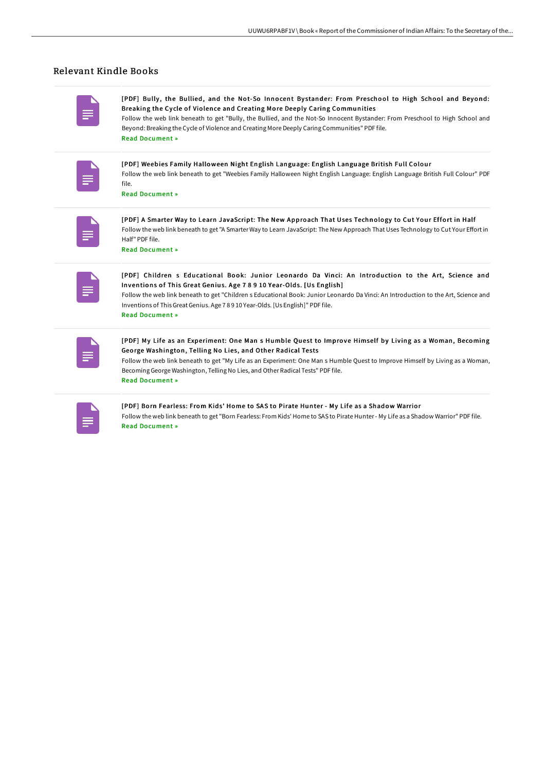## Relevant Kindle Books

[PDF] Bully, the Bullied, and the Not-So Innocent Bystander: From Preschool to High School and Beyond: Breaking the Cycle of Violence and Creating More Deeply Caring Communities

Follow the web link beneath to get "Bully, the Bullied, and the Not-So Innocent Bystander: From Preschool to High School and Beyond: Breaking the Cycle of Violence and Creating More Deeply Caring Communities" PDF file.

Read Document »

[PDF] Weebies Family Halloween Night English Language: English Language British Full Colour

Follow the web link beneath to get "Weebies Family Halloween Night English Language: English Language British Full Colour" PDF file.

Read Document »

[PDF] A Smarter Way to Learn JavaScript: The New Approach That Uses Technology to Cut Your Effort in Half

Follow the web link beneath to get "A Smarter Way to Learn JavaScript: The New Approach That Uses Technology to Cut Your Effort in Half" PDF file.

Read Document »

[PDF] Children s Educational Book: Junior Leonardo Da Vinci: An Introduction to the Art, Science and Inventions of This Great Genius. Age 7 8 9 10 Year-Olds. [Us English]

Follow the web link beneath to get "Children s Educational Book: Junior Leonardo Da Vinci: An Introduction to the Art, Science and Inventions of This Great Genius. Age 7 8 9 10 Year-Olds. [Us English]" PDF file.

Read Document »

[PDF] My Life as an Experiment: One Man s Humble Quest to Improve Himself by Living as a Woman, Becoming George Washington, Telling No Lies, and Other Radical Tests

Follow the web link beneath to get "My Life as an Experiment: One Man s Humble Quest to Improve Himself by Living as a Woman, Becoming George Washington, Telling No Lies, and Other Radical Tests" PDF file.

Read Document »

[PDF] Born Fearless: From Kids' Home to SAS to Pirate Hunter - My Life as a Shadow Warrior

Follow the web link beneath to get "Born Fearless: From Kids' Home to SAS to Pirate Hunter - My Life as a Shadow Warrior" PDF file.

Read Document »